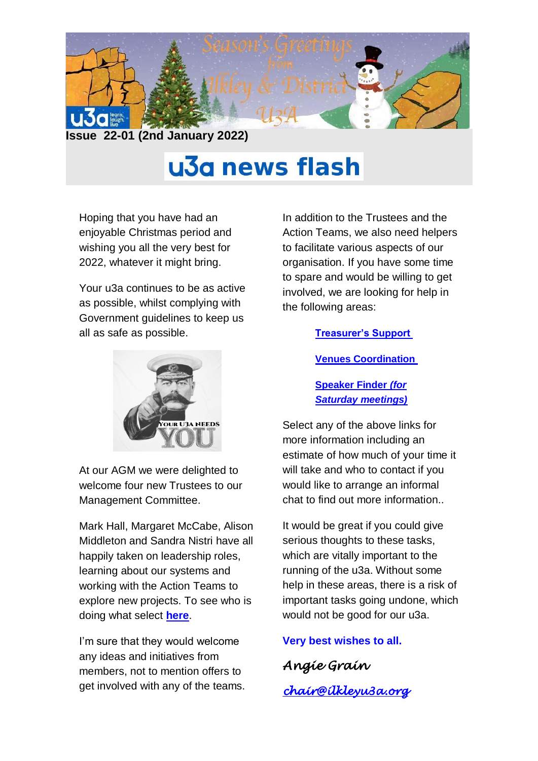**Issue 22-01 (2nd January 2022)**

# u3a news flash

Hoping that you have had an enjoyable Christmas period and wishing you all the very best for 2022, whatever it might bring.

Your u3a continues to be as active as possible, whilst complying with Government guidelines to keep us all as safe as possible.

At our AGM we were delighted to welcome four new Trustees to our Management Committee.

Mark Hall, Margaret McCabe, Alison Middleton and Sandra Nistri have all happily taken on leadership roles, learning about our systems and working with the Action Teams to explore new projects. To see who is doing what select **here**.

I'm sure that they would welcome any ideas and initiatives from members, not to mention offers to get involved with any of the teams.

In addition to the Trustees and the Action Teams, we also need helpers to facilitate various aspects of our organisation. If you have some time to spare and would be willing to get involved, we are looking for help in the following areas:

**Treasurer's Support**

**Venues Coordination**

**Speaker Finder *(for Saturday meetings)***

Select any of the above links for more information including an estimate of how much of your time it will take and who to contact if you would like to arrange an informal chat to find out more information..

It would be great if you could give serious thoughts to these tasks, which are vitally important to the running of the u3a. Without some help in these areas, there is a risk of important tasks going undone, which would not be good for our u3a.

**Very best wishes to all.**

*Angie Grain*

*chair@ilkleyu3a.org*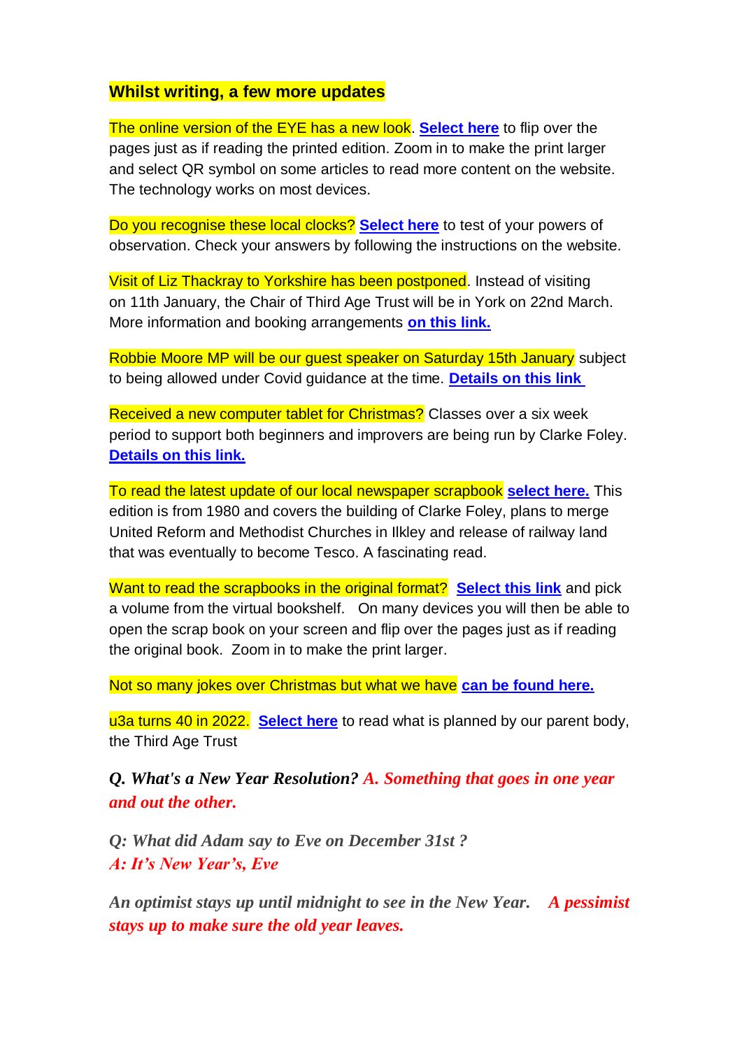**Whilst writing, a few more updates**

The online version of the EYE has a new look. **Select here** to flip over the pages just as if reading the printed edition. Zoom in to make the print larger and select QR symbol on some articles to read more content on the website. The technology works on most devices.

Do you recognise these local clocks? **Select here** to test of your powers of observation. Check your answers by following the instructions on the website.

Visit of Liz Thackray to Yorkshire has been postponed. Instead of visiting on 11th January, the Chair of Third Age Trust will be in York on 22nd March. More information and booking arrangements **on this link.**

Robbie Moore MP will be our guest speaker on Saturday 15th January subject to being allowed under Covid guidance at the time. **Details on this link**

Received a new computer tablet for Christmas? Classes over a six week period to support both beginners and improvers are being run by Clarke Foley. **Details on this link.**

To read the latest update of our local newspaper scrapbook **select here.** This edition is from 1980 and covers the building of Clarke Foley, plans to merge United Reform and Methodist Churches in Ilkley and release of railway land that was eventually to become Tesco. A fascinating read.

Want to read the scrapbooks in the original format? **Select this link** and pick a volume from the virtual bookshelf. On many devices you will then be able to open the scrap book on your screen and flip over the pages just as if reading the original book. Zoom in to make the print larger.

Not so many jokes over Christmas but what we have **can be found here.**

u3a turns 40 in 2022. **Select here** to read what is planned by our parent body, the Third Age Trust

***Q. What's a New Year Resolution? A. Something that goes in one year and out the other.***

***Q: What did Adam say to Eve on December 31st ?***
***A: It's New Year's, Eve***

***An optimist stays up until midnight to see in the New Year. A pessimist stays up to make sure the old year leaves.***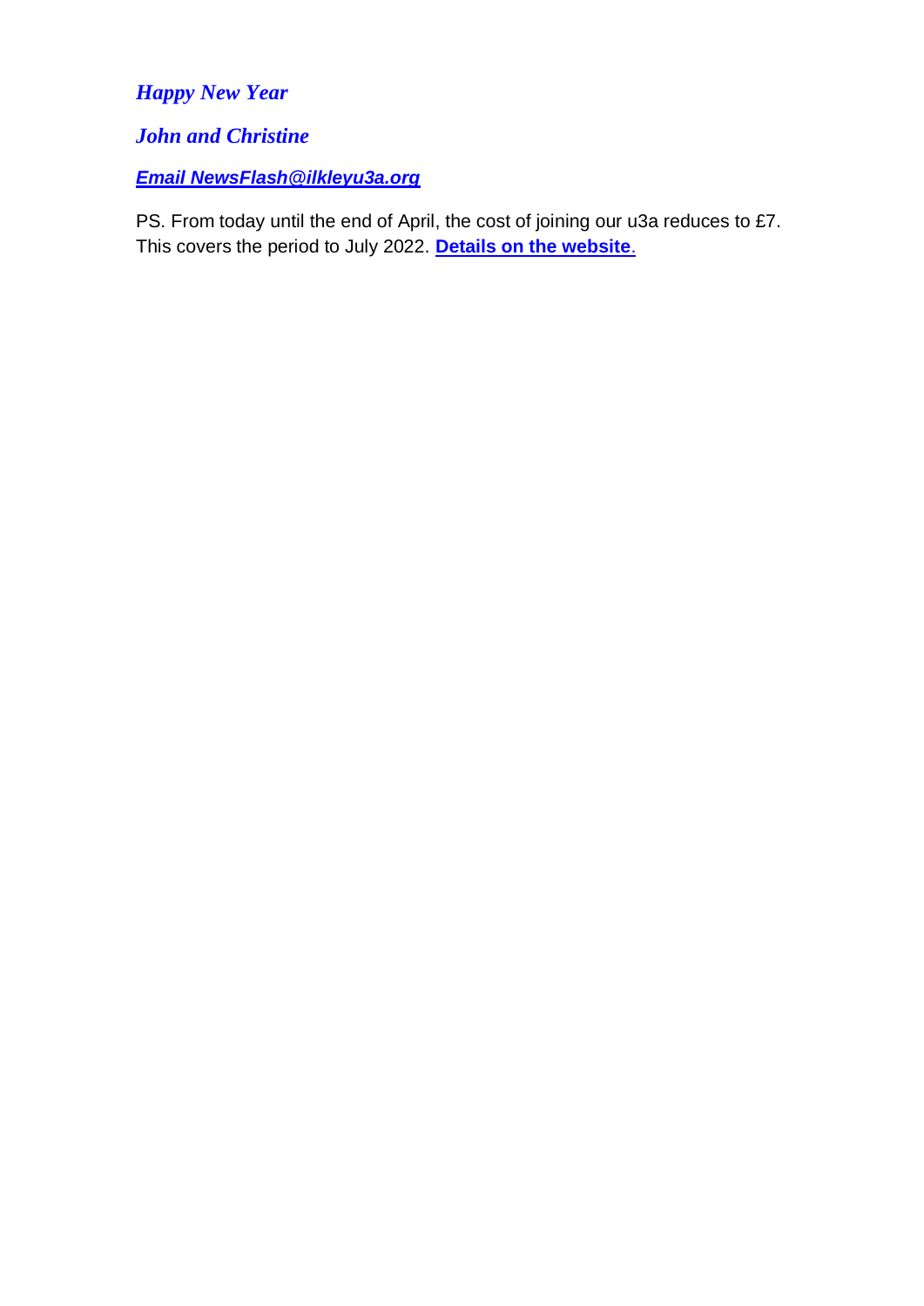***Happy New Year***

***John and Christine***

***Email NewsFlash@ilkleyu3a.org***

PS. From today until the end of April, the cost of joining our u3a reduces to £7. This covers the period to July 2022. **Details on the website**.